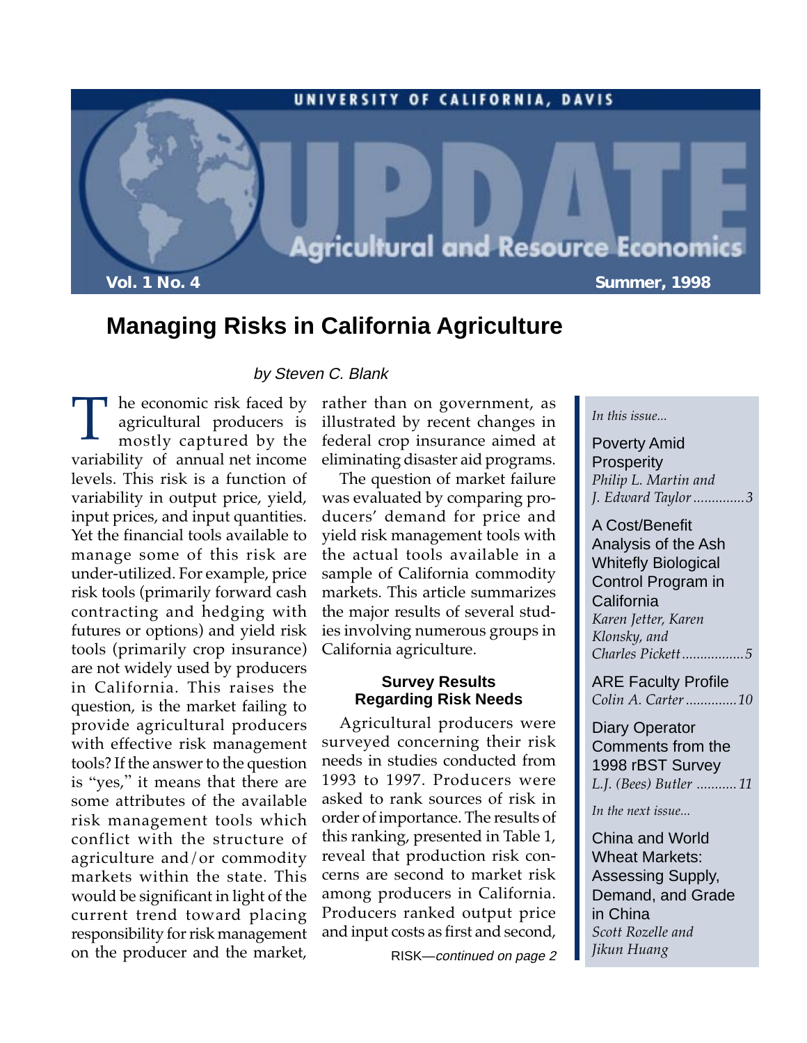UNIVERSITY OF CALIFORNIA, DAVIS

# UPDATE

Agricultural and Resource Economics

**Vol. 1 No. 4** **Summer, 1998**

# Managing Risks in California Agriculture

*by Steven C. Blank*

The economic risk faced by agricultural producers is mostly captured by the variability of annual net income levels. This risk is a function of variability in output price, yield, input prices, and input quantities. Yet the financial tools available to manage some of this risk are under-utilized. For example, price risk tools (primarily forward cash contracting and hedging with futures or options) and yield risk tools (primarily crop insurance) are not widely used by producers in California. This raises the question, is the market failing to provide agricultural producers with effective risk management tools? If the answer to the question is "yes," it means that there are some attributes of the available risk management tools which conflict with the structure of agriculture and/or commodity markets within the state. This would be significant in light of the current trend toward placing responsibility for risk management on the producer and the market, rather than on government, as illustrated by recent changes in federal crop insurance aimed at eliminating disaster aid programs.

The question of market failure was evaluated by comparing producers' demand for price and yield risk management tools with the actual tools available in a sample of California commodity markets. This article summarizes the major results of several studies involving numerous groups in California agriculture.

### Survey Results Regarding Risk Needs

Agricultural producers were surveyed concerning their risk needs in studies conducted from 1993 to 1997. Producers were asked to rank sources of risk in order of importance. The results of this ranking, presented in Table 1, reveal that production risk concerns are second to market risk among producers in California. Producers ranked output price and input costs as first and second,

RISK—*continued on page 2*

*In this issue...*

Poverty Amid Prosperity
*Philip L. Martin and J. Edward Taylor*..............3

A Cost/Benefit Analysis of the Ash Whitefly Biological Control Program in California
*Karen Jetter, Karen Klonsky, and Charles Pickett*.................5

ARE Faculty Profile
*Colin A. Carter*.............10

Diary Operator Comments from the 1998 rBST Survey
*L.J. (Bees) Butler*...........11

*In the next issue...*

China and World Wheat Markets: Assessing Supply, Demand, and Grade in China
*Scott Rozelle and Jikun Huang*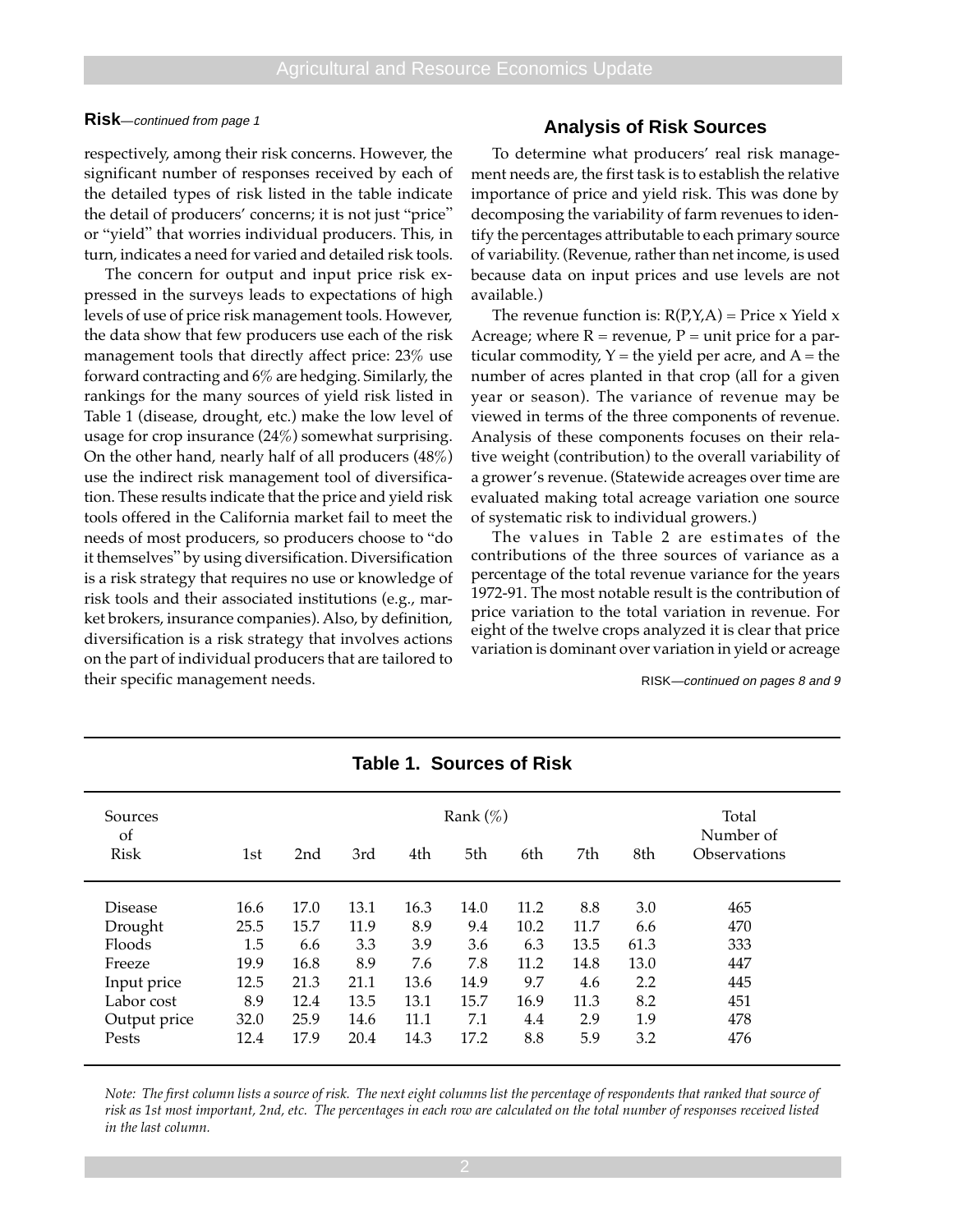**Risk**—*continued from page 1*

respectively, among their risk concerns. However, the significant number of responses received by each of the detailed types of risk listed in the table indicate the detail of producers' concerns; it is not just "price" or "yield" that worries individual producers. This, in turn, indicates a need for varied and detailed risk tools.

The concern for output and input price risk expressed in the surveys leads to expectations of high levels of use of price risk management tools. However, the data show that few producers use each of the risk management tools that directly affect price: 23% use forward contracting and 6% are hedging. Similarly, the rankings for the many sources of yield risk listed in Table 1 (disease, drought, etc.) make the low level of usage for crop insurance (24%) somewhat surprising. On the other hand, nearly half of all producers (48%) use the indirect risk management tool of diversification. These results indicate that the price and yield risk tools offered in the California market fail to meet the needs of most producers, so producers choose to "do it themselves" by using diversification. Diversification is a risk strategy that requires no use or knowledge of risk tools and their associated institutions (e.g., market brokers, insurance companies). Also, by definition, diversification is a risk strategy that involves actions on the part of individual producers that are tailored to their specific management needs.

## Analysis of Risk Sources

To determine what producers' real risk management needs are, the first task is to establish the relative importance of price and yield risk. This was done by decomposing the variability of farm revenues to identify the percentages attributable to each primary source of variability. (Revenue, rather than net income, is used because data on input prices and use levels are not available.)

The revenue function is: R(P,Y,A) = Price x Yield x Acreage; where R = revenue, P = unit price for a particular commodity, Y = the yield per acre, and A = the number of acres planted in that crop (all for a given year or season). The variance of revenue may be viewed in terms of the three components of revenue. Analysis of these components focuses on their relative weight (contribution) to the overall variability of a grower's revenue. (Statewide acreages over time are evaluated making total acreage variation one source of systematic risk to individual growers.)

The values in Table 2 are estimates of the contributions of the three sources of variance as a percentage of the total revenue variance for the years 1972-91. The most notable result is the contribution of price variation to the total variation in revenue. For eight of the twelve crops analyzed it is clear that price variation is dominant over variation in yield or acreage

RISK—*continued on pages 8 and 9*

### Table 1. Sources of Risk

| Sources of Risk | Rank (%) | | | | | | | | Total Number of Observations |
|---|---|---|---|---|---|---|---|---|---|
| | 1st | 2nd | 3rd | 4th | 5th | 6th | 7th | 8th | |
| Disease | 16.6 | 17.0 | 13.1 | 16.3 | 14.0 | 11.2 | 8.8 | 3.0 | 465 |
| Drought | 25.5 | 15.7 | 11.9 | 8.9 | 9.4 | 10.2 | 11.7 | 6.6 | 470 |
| Floods | 1.5 | 6.6 | 3.3 | 3.9 | 3.6 | 6.3 | 13.5 | 61.3 | 333 |
| Freeze | 19.9 | 16.8 | 8.9 | 7.6 | 7.8 | 11.2 | 14.8 | 13.0 | 447 |
| Input price | 12.5 | 21.3 | 21.1 | 13.6 | 14.9 | 9.7 | 4.6 | 2.2 | 445 |
| Labor cost | 8.9 | 12.4 | 13.5 | 13.1 | 15.7 | 16.9 | 11.3 | 8.2 | 451 |
| Output price | 32.0 | 25.9 | 14.6 | 11.1 | 7.1 | 4.4 | 2.9 | 1.9 | 478 |
| Pests | 12.4 | 17.9 | 20.4 | 14.3 | 17.2 | 8.8 | 5.9 | 3.2 | 476 |

*Note: The first column lists a source of risk. The next eight columns list the percentage of respondents that ranked that source of risk as 1st most important, 2nd, etc. The percentages in each row are calculated on the total number of responses received listed in the last column.*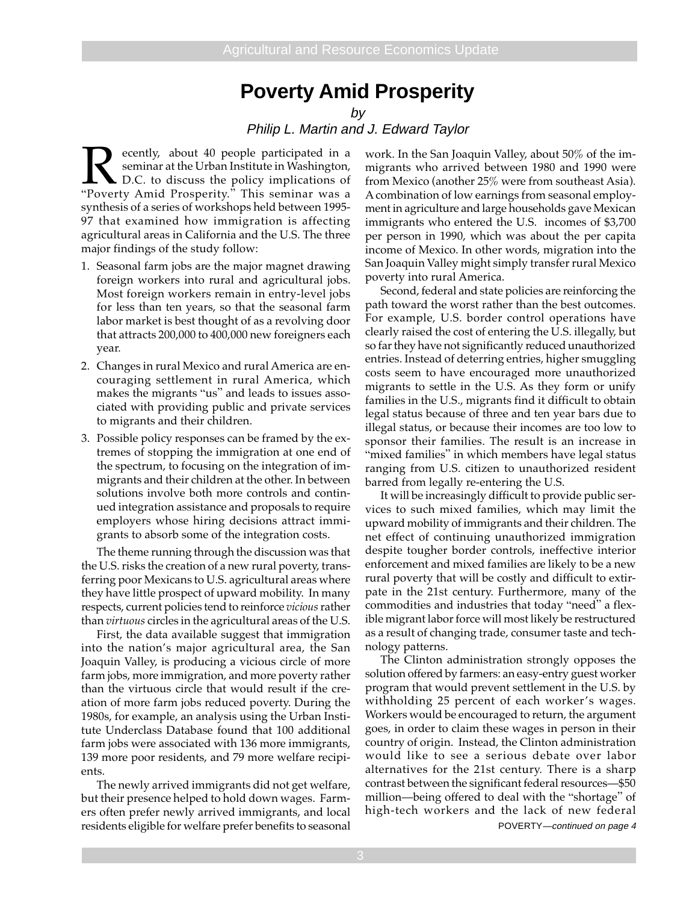# Poverty Amid Prosperity

*by*

*Philip L. Martin and J. Edward Taylor*

Recently, about 40 people participated in a seminar at the Urban Institute in Washington, D.C. to discuss the policy implications of "Poverty Amid Prosperity." This seminar was a synthesis of a series of workshops held between 1995-97 that examined how immigration is affecting agricultural areas in California and the U.S. The three major findings of the study follow:

1. Seasonal farm jobs are the major magnet drawing foreign workers into rural and agricultural jobs. Most foreign workers remain in entry-level jobs for less than ten years, so that the seasonal farm labor market is best thought of as a revolving door that attracts 200,000 to 400,000 new foreigners each year.
2. Changes in rural Mexico and rural America are encouraging settlement in rural America, which makes the migrants "us" and leads to issues associated with providing public and private services to migrants and their children.
3. Possible policy responses can be framed by the extremes of stopping the immigration at one end of the spectrum, to focusing on the integration of immigrants and their children at the other. In between solutions involve both more controls and continued integration assistance and proposals to require employers whose hiring decisions attract immigrants to absorb some of the integration costs.

The theme running through the discussion was that the U.S. risks the creation of a new rural poverty, transferring poor Mexicans to U.S. agricultural areas where they have little prospect of upward mobility. In many respects, current policies tend to reinforce *vicious* rather than *virtuous* circles in the agricultural areas of the U.S.

First, the data available suggest that immigration into the nation's major agricultural area, the San Joaquin Valley, is producing a vicious circle of more farm jobs, more immigration, and more poverty rather than the virtuous circle that would result if the creation of more farm jobs reduced poverty. During the 1980s, for example, an analysis using the Urban Institute Underclass Database found that 100 additional farm jobs were associated with 136 more immigrants, 139 more poor residents, and 79 more welfare recipients.

The newly arrived immigrants did not get welfare, but their presence helped to hold down wages. Farmers often prefer newly arrived immigrants, and local residents eligible for welfare prefer benefits to seasonal work. In the San Joaquin Valley, about 50% of the immigrants who arrived between 1980 and 1990 were from Mexico (another 25% were from southeast Asia). A combination of low earnings from seasonal employment in agriculture and large households gave Mexican immigrants who entered the U.S. incomes of $3,700 per person in 1990, which was about the per capita income of Mexico. In other words, migration into the San Joaquin Valley might simply transfer rural Mexico poverty into rural America.

Second, federal and state policies are reinforcing the path toward the worst rather than the best outcomes. For example, U.S. border control operations have clearly raised the cost of entering the U.S. illegally, but so far they have not significantly reduced unauthorized entries. Instead of deterring entries, higher smuggling costs seem to have encouraged more unauthorized migrants to settle in the U.S. As they form or unify families in the U.S., migrants find it difficult to obtain legal status because of three and ten year bars due to illegal status, or because their incomes are too low to sponsor their families. The result is an increase in "mixed families" in which members have legal status ranging from U.S. citizen to unauthorized resident barred from legally re-entering the U.S.

It will be increasingly difficult to provide public services to such mixed families, which may limit the upward mobility of immigrants and their children. The net effect of continuing unauthorized immigration despite tougher border controls, ineffective interior enforcement and mixed families are likely to be a new rural poverty that will be costly and difficult to extirpate in the 21st century. Furthermore, many of the commodities and industries that today "need" a flexible migrant labor force will most likely be restructured as a result of changing trade, consumer taste and technology patterns.

The Clinton administration strongly opposes the solution offered by farmers: an easy-entry guest worker program that would prevent settlement in the U.S. by withholding 25 percent of each worker's wages. Workers would be encouraged to return, the argument goes, in order to claim these wages in person in their country of origin. Instead, the Clinton administration would like to see a serious debate over labor alternatives for the 21st century. There is a sharp contrast between the significant federal resources—$50 million—being offered to deal with the "shortage" of high-tech workers and the lack of new federal

POVERTY—*continued on page 4*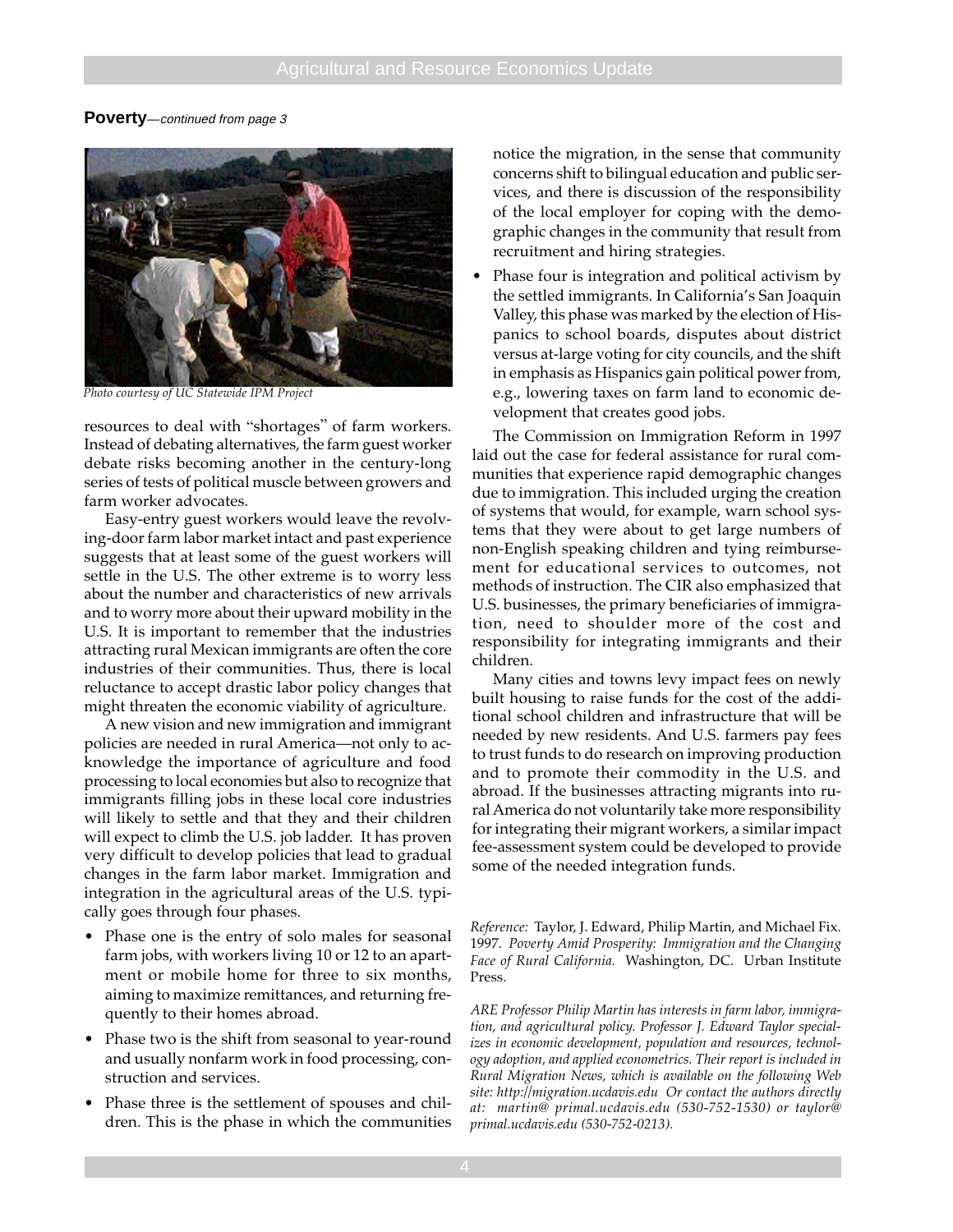**Poverty**—*continued from page 3*

*Photo courtesy of UC Statewide IPM Project*

resources to deal with "shortages" of farm workers. Instead of debating alternatives, the farm guest worker debate risks becoming another in the century-long series of tests of political muscle between growers and farm worker advocates.

Easy-entry guest workers would leave the revolving-door farm labor market intact and past experience suggests that at least some of the guest workers will settle in the U.S. The other extreme is to worry less about the number and characteristics of new arrivals and to worry more about their upward mobility in the U.S. It is important to remember that the industries attracting rural Mexican immigrants are often the core industries of their communities. Thus, there is local reluctance to accept drastic labor policy changes that might threaten the economic viability of agriculture.

A new vision and new immigration and immigrant policies are needed in rural America—not only to acknowledge the importance of agriculture and food processing to local economies but also to recognize that immigrants filling jobs in these local core industries will likely to settle and that they and their children will expect to climb the U.S. job ladder. It has proven very difficult to develop policies that lead to gradual changes in the farm labor market. Immigration and integration in the agricultural areas of the U.S. typically goes through four phases.

- Phase one is the entry of solo males for seasonal farm jobs, with workers living 10 or 12 to an apartment or mobile home for three to six months, aiming to maximize remittances, and returning frequently to their homes abroad.
- Phase two is the shift from seasonal to year-round and usually nonfarm work in food processing, construction and services.
- Phase three is the settlement of spouses and children. This is the phase in which the communities notice the migration, in the sense that community concerns shift to bilingual education and public services, and there is discussion of the responsibility of the local employer for coping with the demographic changes in the community that result from recruitment and hiring strategies.
- Phase four is integration and political activism by the settled immigrants. In California's San Joaquin Valley, this phase was marked by the election of Hispanics to school boards, disputes about district versus at-large voting for city councils, and the shift in emphasis as Hispanics gain political power from, e.g., lowering taxes on farm land to economic development that creates good jobs.

The Commission on Immigration Reform in 1997 laid out the case for federal assistance for rural communities that experience rapid demographic changes due to immigration. This included urging the creation of systems that would, for example, warn school systems that they were about to get large numbers of non-English speaking children and tying reimbursement for educational services to outcomes, not methods of instruction. The CIR also emphasized that U.S. businesses, the primary beneficiaries of immigration, need to shoulder more of the cost and responsibility for integrating immigrants and their children.

Many cities and towns levy impact fees on newly built housing to raise funds for the cost of the additional school children and infrastructure that will be needed by new residents. And U.S. farmers pay fees to trust funds to do research on improving production and to promote their commodity in the U.S. and abroad. If the businesses attracting migrants into rural America do not voluntarily take more responsibility for integrating their migrant workers, a similar impact fee-assessment system could be developed to provide some of the needed integration funds.

*Reference:* Taylor, J. Edward, Philip Martin, and Michael Fix. 1997. *Poverty Amid Prosperity: Immigration and the Changing Face of Rural California.* Washington, DC. Urban Institute Press.

*ARE Professor Philip Martin has interests in farm labor, immigration, and agricultural policy. Professor J. Edward Taylor specializes in economic development, population and resources, technology adoption, and applied econometrics. Their report is included in Rural Migration News, which is available on the following Web site: http://migration.ucdavis.edu Or contact the authors directly at: martin@ primal.ucdavis.edu (530-752-1530) or taylor@ primal.ucdavis.edu (530-752-0213).*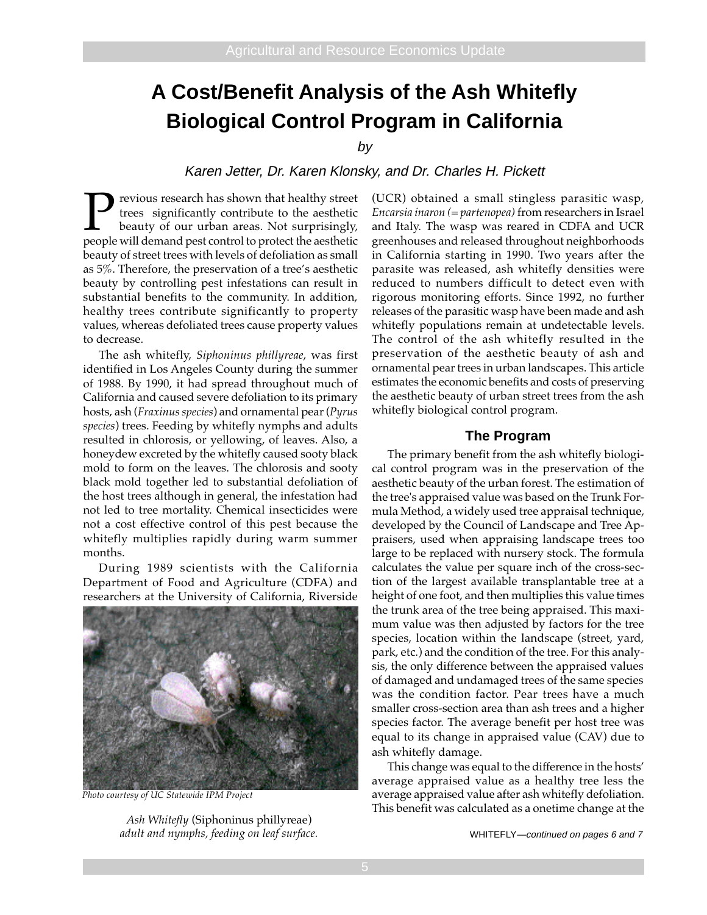# A Cost/Benefit Analysis of the Ash Whitefly Biological Control Program in California

*by*

*Karen Jetter, Dr. Karen Klonsky, and Dr. Charles H. Pickett*

Previous research has shown that healthy street trees significantly contribute to the aesthetic beauty of our urban areas. Not surprisingly, people will demand pest control to protect the aesthetic beauty of street trees with levels of defoliation as small as 5%. Therefore, the preservation of a tree's aesthetic beauty by controlling pest infestations can result in substantial benefits to the community. In addition, healthy trees contribute significantly to property values, whereas defoliated trees cause property values to decrease.

The ash whitefly, *Siphoninus phillyreae*, was first identified in Los Angeles County during the summer of 1988. By 1990, it had spread throughout much of California and caused severe defoliation to its primary hosts, ash (*Fraxinus species*) and ornamental pear (*Pyrus species*) trees. Feeding by whitefly nymphs and adults resulted in chlorosis, or yellowing, of leaves. Also, a honeydew excreted by the whitefly caused sooty black mold to form on the leaves. The chlorosis and sooty black mold together led to substantial defoliation of the host trees although in general, the infestation had not led to tree mortality. Chemical insecticides were not a cost effective control of this pest because the whitefly multiplies rapidly during warm summer months.

During 1989 scientists with the California Department of Food and Agriculture (CDFA) and researchers at the University of California, Riverside (UCR) obtained a small stingless parasitic wasp, *Encarsia inaron (= partenopea)* from researchers in Israel and Italy. The wasp was reared in CDFA and UCR greenhouses and released throughout neighborhoods in California starting in 1990. Two years after the parasite was released, ash whitefly densities were reduced to numbers difficult to detect even with rigorous monitoring efforts. Since 1992, no further releases of the parasitic wasp have been made and ash whitefly populations remain at undetectable levels. The control of the ash whitefly resulted in the preservation of the aesthetic beauty of ash and ornamental pear trees in urban landscapes. This article estimates the economic benefits and costs of preserving the aesthetic beauty of urban street trees from the ash whitefly biological control program.

*Photo courtesy of UC Statewide IPM Project*

*Ash Whitefly* (Siphoninus phillyreae) *adult and nymphs, feeding on leaf surface.*

## The Program

The primary benefit from the ash whitefly biological control program was in the preservation of the aesthetic beauty of the urban forest. The estimation of the tree's appraised value was based on the Trunk Formula Method, a widely used tree appraisal technique, developed by the Council of Landscape and Tree Appraisers, used when appraising landscape trees too large to be replaced with nursery stock. The formula calculates the value per square inch of the cross-section of the largest available transplantable tree at a height of one foot, and then multiplies this value times the trunk area of the tree being appraised. This maximum value was then adjusted by factors for the tree species, location within the landscape (street, yard, park, etc.) and the condition of the tree. For this analysis, the only difference between the appraised values of damaged and undamaged trees of the same species was the condition factor. Pear trees have a much smaller cross-section area than ash trees and a higher species factor. The average benefit per host tree was equal to its change in appraised value (CAV) due to ash whitefly damage.

This change was equal to the difference in the hosts' average appraised value as a healthy tree less the average appraised value after ash whitefly defoliation. This benefit was calculated as a onetime change at the

WHITEFLY—*continued on pages 6 and 7*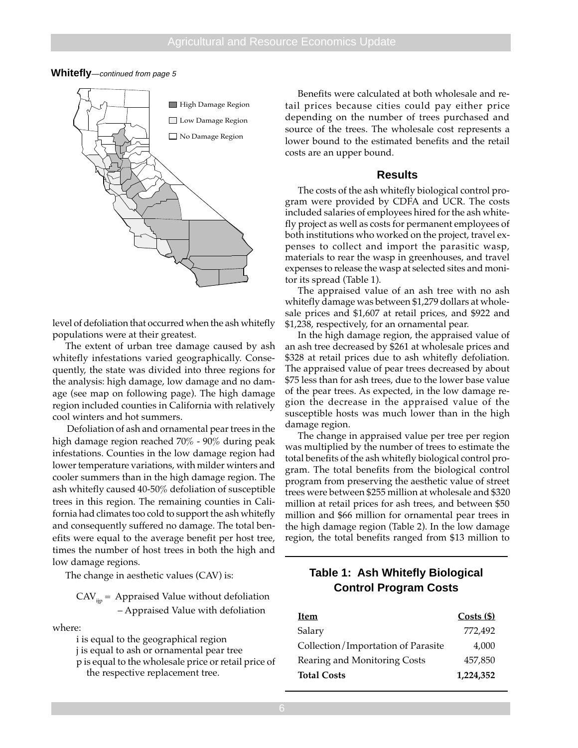**Whitefly**—*continued from page 5*

High Damage Region

Low Damage Region

No Damage Region

level of defoliation that occurred when the ash whitefly populations were at their greatest.

The extent of urban tree damage caused by ash whitefly infestations varied geographically. Consequently, the state was divided into three regions for the analysis: high damage, low damage and no damage (see map on following page). The high damage region included counties in California with relatively cool winters and hot summers.

Defoliation of ash and ornamental pear trees in the high damage region reached 70% - 90% during peak infestations. Counties in the low damage region had lower temperature variations, with milder winters and cooler summers than in the high damage region. The ash whitefly caused 40-50% defoliation of susceptible trees in this region. The remaining counties in California had climates too cold to support the ash whitefly and consequently suffered no damage. The total benefits were equal to the average benefit per host tree, times the number of host trees in both the high and low damage regions.

The change in aesthetic values (CAV) is:

$$CAV_{ijp} = \text{Appraised Value without defoliation} - \text{Appraised Value with defoliation}$$

where:

- i is equal to the geographical region
- j is equal to ash or ornamental pear tree
- p is equal to the wholesale price or retail price of the respective replacement tree.

Benefits were calculated at both wholesale and retail prices because cities could pay either price depending on the number of trees purchased and source of the trees. The wholesale cost represents a lower bound to the estimated benefits and the retail costs are an upper bound.

## Results

The costs of the ash whitefly biological control program were provided by CDFA and UCR. The costs included salaries of employees hired for the ash whitefly project as well as costs for permanent employees of both institutions who worked on the project, travel expenses to collect and import the parasitic wasp, materials to rear the wasp in greenhouses, and travel expenses to release the wasp at selected sites and monitor its spread (Table 1).

The appraised value of an ash tree with no ash whitefly damage was between $1,279 dollars at wholesale prices and $1,607 at retail prices, and $922 and $1,238, respectively, for an ornamental pear.

In the high damage region, the appraised value of an ash tree decreased by $261 at wholesale prices and $328 at retail prices due to ash whitefly defoliation. The appraised value of pear trees decreased by about $75 less than for ash trees, due to the lower base value of the pear trees. As expected, in the low damage region the decrease in the appraised value of the susceptible hosts was much lower than in the high damage region.

The change in appraised value per tree per region was multiplied by the number of trees to estimate the total benefits of the ash whitefly biological control program. The total benefits from the biological control program from preserving the aesthetic value of street trees were between $255 million at wholesale and $320 million at retail prices for ash trees, and between $50 million and $66 million for ornamental pear trees in the high damage region (Table 2). In the low damage region, the total benefits ranged from $13 million to

### Table 1: Ash Whitefly Biological Control Program Costs

| Item | Costs ($) |
|---|---|
| Salary | 772,492 |
| Collection/Importation of Parasite | 4,000 |
| Rearing and Monitoring Costs | 457,850 |
| **Total Costs** | **1,224,352** |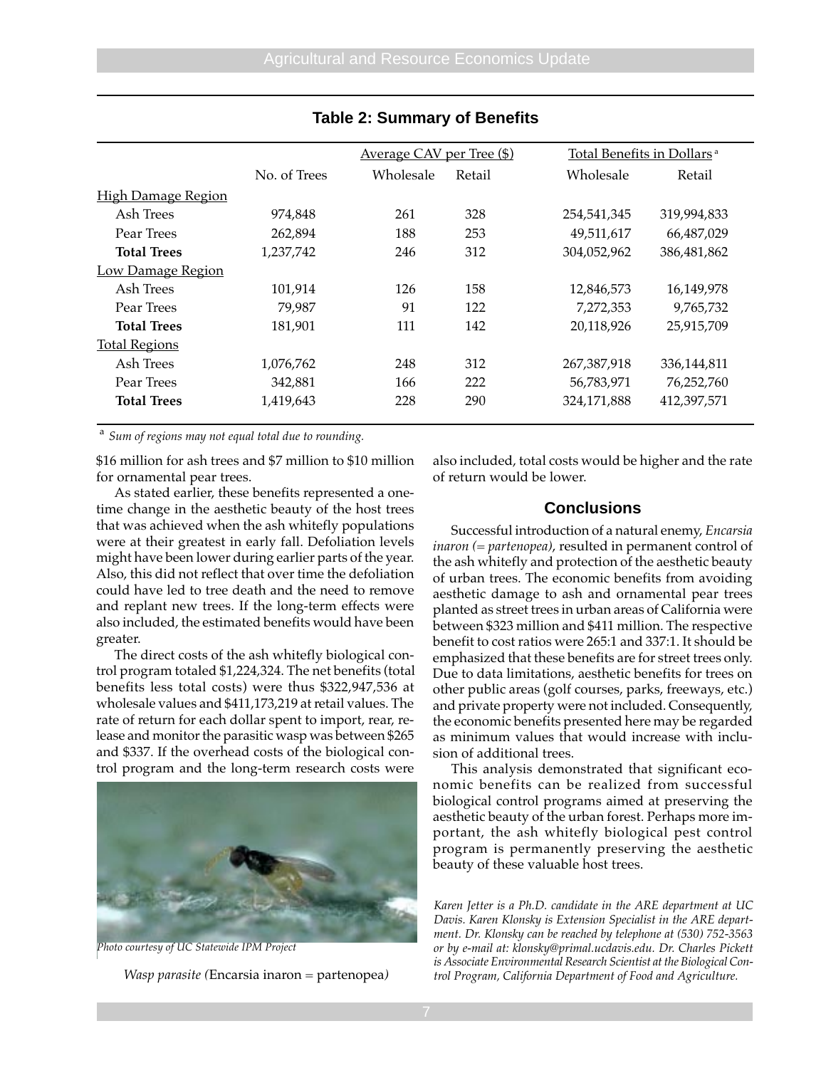### Table 2: Summary of Benefits

| | No. of Trees | Average CAV per Tree ($) | | Total Benefits in Dollars [a] | |
|---|---|---|---|---|---|
| | | Wholesale | Retail | Wholesale | Retail |
| High Damage Region | | | | | |
| Ash Trees | 974,848 | 261 | 328 | 254,541,345 | 319,994,833 |
| Pear Trees | 262,894 | 188 | 253 | 49,511,617 | 66,487,029 |
| **Total Trees** | 1,237,742 | 246 | 312 | 304,052,962 | 386,481,862 |
| Low Damage Region | | | | | |
| Ash Trees | 101,914 | 126 | 158 | 12,846,573 | 16,149,978 |
| Pear Trees | 79,987 | 91 | 122 | 7,272,353 | 9,765,732 |
| **Total Trees** | 181,901 | 111 | 142 | 20,118,926 | 25,915,709 |
| Total Regions | | | | | |
| Ash Trees | 1,076,762 | 248 | 312 | 267,387,918 | 336,144,811 |
| Pear Trees | 342,881 | 166 | 222 | 56,783,971 | 76,252,760 |
| **Total Trees** | 1,419,643 | 228 | 290 | 324,171,888 | 412,397,571 |

[a] *Sum of regions may not equal total due to rounding.*

$16 million for ash trees and $7 million to $10 million for ornamental pear trees.

As stated earlier, these benefits represented a one-time change in the aesthetic beauty of the host trees that was achieved when the ash whitefly populations were at their greatest in early fall. Defoliation levels might have been lower during earlier parts of the year. Also, this did not reflect that over time the defoliation could have led to tree death and the need to remove and replant new trees. If the long-term effects were also included, the estimated benefits would have been greater.

The direct costs of the ash whitefly biological control program totaled $1,224,324. The net benefits (total benefits less total costs) were thus $322,947,536 at wholesale values and $411,173,219 at retail values. The rate of return for each dollar spent to import, rear, release and monitor the parasitic wasp was between $265 and $337. If the overhead costs of the biological control program and the long-term research costs were also included, total costs would be higher and the rate of return would be lower.

*Photo courtesy of UC Statewide IPM Project*

*Wasp parasite (*Encarsia inaron = partenopea*)*

## Conclusions

Successful introduction of a natural enemy, *Encarsia inaron (= partenopea)*, resulted in permanent control of the ash whitefly and protection of the aesthetic beauty of urban trees. The economic benefits from avoiding aesthetic damage to ash and ornamental pear trees planted as street trees in urban areas of California were between $323 million and $411 million. The respective benefit to cost ratios were 265:1 and 337:1. It should be emphasized that these benefits are for street trees only. Due to data limitations, aesthetic benefits for trees on other public areas (golf courses, parks, freeways, etc.) and private property were not included. Consequently, the economic benefits presented here may be regarded as minimum values that would increase with inclusion of additional trees.

This analysis demonstrated that significant economic benefits can be realized from successful biological control programs aimed at preserving the aesthetic beauty of the urban forest. Perhaps more important, the ash whitefly biological pest control program is permanently preserving the aesthetic beauty of these valuable host trees.

*Karen Jetter is a Ph.D. candidate in the ARE department at UC Davis. Karen Klonsky is Extension Specialist in the ARE department. Dr. Klonsky can be reached by telephone at (530) 752-3563 or by e-mail at: klonsky@primal.ucdavis.edu. Dr. Charles Pickett is Associate Environmental Research Scientist at the Biological Control Program, California Department of Food and Agriculture.*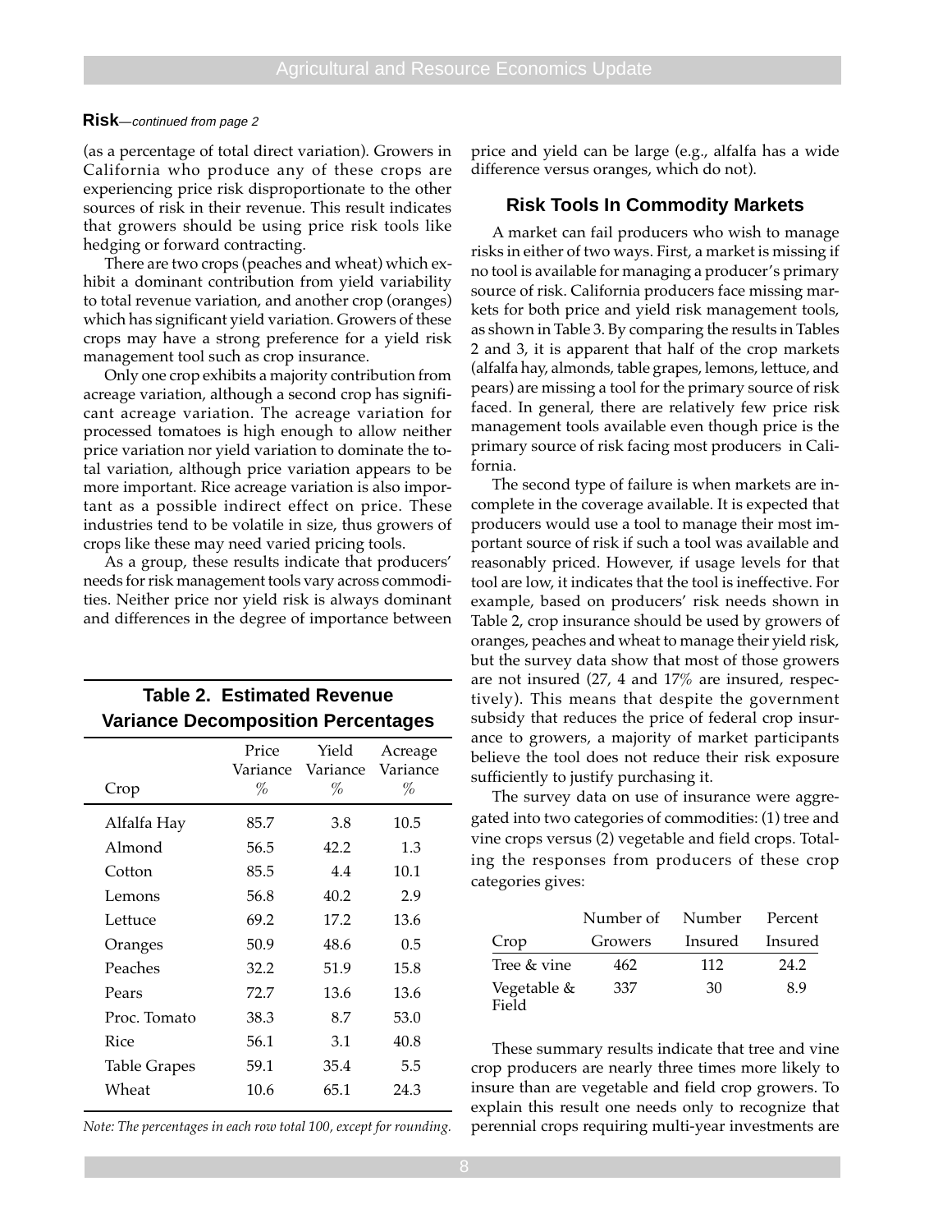**Risk**—*continued from page 2*

(as a percentage of total direct variation). Growers in California who produce any of these crops are experiencing price risk disproportionate to the other sources of risk in their revenue. This result indicates that growers should be using price risk tools like hedging or forward contracting.

There are two crops (peaches and wheat) which exhibit a dominant contribution from yield variability to total revenue variation, and another crop (oranges) which has significant yield variation. Growers of these crops may have a strong preference for a yield risk management tool such as crop insurance.

Only one crop exhibits a majority contribution from acreage variation, although a second crop has significant acreage variation. The acreage variation for processed tomatoes is high enough to allow neither price variation nor yield variation to dominate the total variation, although price variation appears to be more important. Rice acreage variation is also important as a possible indirect effect on price. These industries tend to be volatile in size, thus growers of crops like these may need varied pricing tools.

As a group, these results indicate that producers' needs for risk management tools vary across commodities. Neither price nor yield risk is always dominant and differences in the degree of importance between price and yield can be large (e.g., alfalfa has a wide difference versus oranges, which do not).

**Table 2. Estimated Revenue Variance Decomposition Percentages**

| Crop | Price Variance % | Yield Variance % | Acreage Variance % |
|---|---|---|---|
| Alfalfa Hay | 85.7 | 3.8 | 10.5 |
| Almond | 56.5 | 42.2 | 1.3 |
| Cotton | 85.5 | 4.4 | 10.1 |
| Lemons | 56.8 | 40.2 | 2.9 |
| Lettuce | 69.2 | 17.2 | 13.6 |
| Oranges | 50.9 | 48.6 | 0.5 |
| Peaches | 32.2 | 51.9 | 15.8 |
| Pears | 72.7 | 13.6 | 13.6 |
| Proc. Tomato | 38.3 | 8.7 | 53.0 |
| Rice | 56.1 | 3.1 | 40.8 |
| Table Grapes | 59.1 | 35.4 | 5.5 |
| Wheat | 10.6 | 65.1 | 24.3 |

*Note: The percentages in each row total 100, except for rounding.*

## Risk Tools In Commodity Markets

A market can fail producers who wish to manage risks in either of two ways. First, a market is missing if no tool is available for managing a producer's primary source of risk. California producers face missing markets for both price and yield risk management tools, as shown in Table 3. By comparing the results in Tables 2 and 3, it is apparent that half of the crop markets (alfalfa hay, almonds, table grapes, lemons, lettuce, and pears) are missing a tool for the primary source of risk faced. In general, there are relatively few price risk management tools available even though price is the primary source of risk facing most producers in California.

The second type of failure is when markets are incomplete in the coverage available. It is expected that producers would use a tool to manage their most important source of risk if such a tool was available and reasonably priced. However, if usage levels for that tool are low, it indicates that the tool is ineffective. For example, based on producers' risk needs shown in Table 2, crop insurance should be used by growers of oranges, peaches and wheat to manage their yield risk, but the survey data show that most of those growers are not insured (27, 4 and 17% are insured, respectively). This means that despite the government subsidy that reduces the price of federal crop insurance to growers, a majority of market participants believe the tool does not reduce their risk exposure sufficiently to justify purchasing it.

The survey data on use of insurance were aggregated into two categories of commodities: (1) tree and vine crops versus (2) vegetable and field crops. Totaling the responses from producers of these crop categories gives:

| Crop | Number of Growers | Number Insured | Percent Insured |
|---|---|---|---|
| Tree & vine | 462 | 112 | 24.2 |
| Vegetable & Field | 337 | 30 | 8.9 |

These summary results indicate that tree and vine crop producers are nearly three times more likely to insure than are vegetable and field crop growers. To explain this result one needs only to recognize that perennial crops requiring multi-year investments are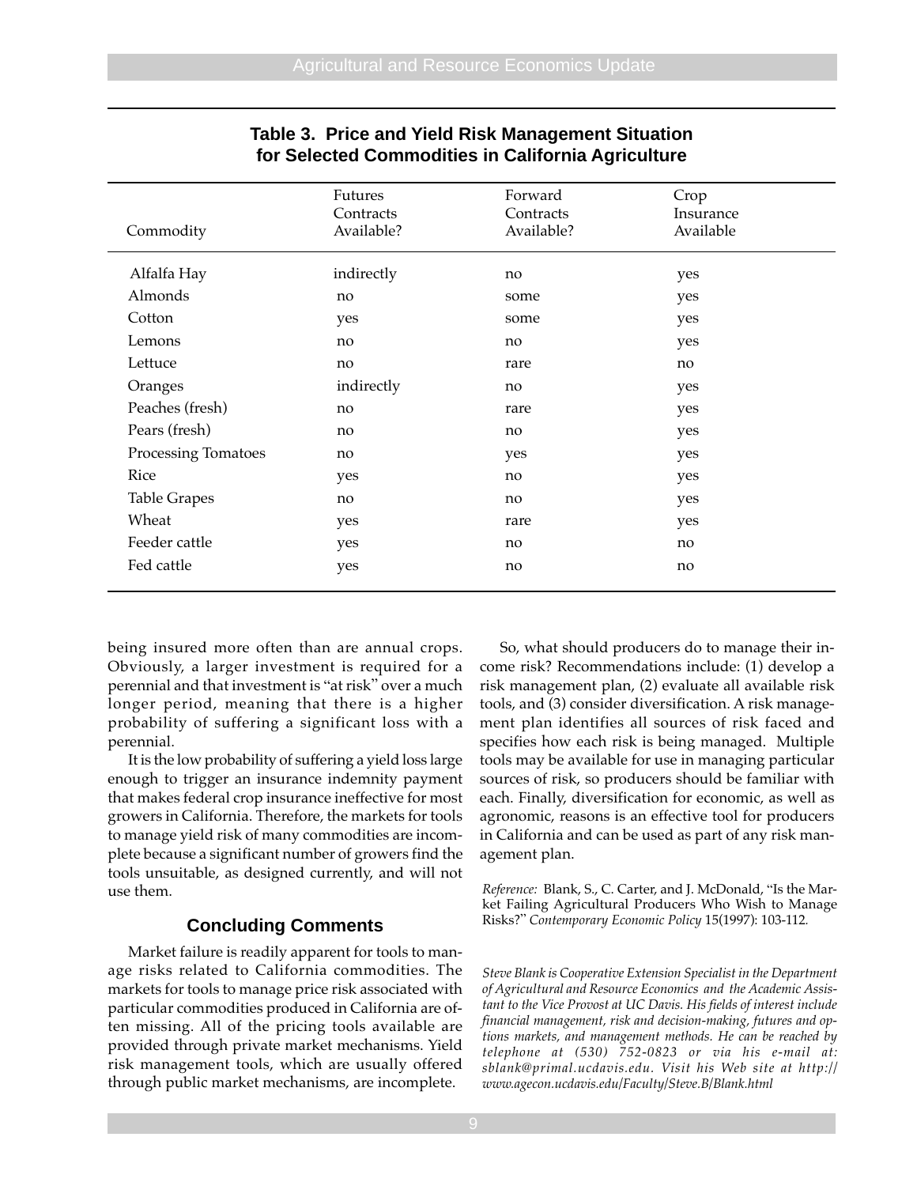**Table 3. Price and Yield Risk Management Situation for Selected Commodities in California Agriculture**

| Commodity | Futures Contracts Available? | Forward Contracts Available? | Crop Insurance Available |
| --- | --- | --- | --- |
| Alfalfa Hay | indirectly | no | yes |
| Almonds | no | some | yes |
| Cotton | yes | some | yes |
| Lemons | no | no | yes |
| Lettuce | no | rare | no |
| Oranges | indirectly | no | yes |
| Peaches (fresh) | no | rare | yes |
| Pears (fresh) | no | no | yes |
| Processing Tomatoes | no | yes | yes |
| Rice | yes | no | yes |
| Table Grapes | no | no | yes |
| Wheat | yes | rare | yes |
| Feeder cattle | yes | no | no |
| Fed cattle | yes | no | no |

being insured more often than are annual crops. Obviously, a larger investment is required for a perennial and that investment is "at risk" over a much longer period, meaning that there is a higher probability of suffering a significant loss with a perennial.

It is the low probability of suffering a yield loss large enough to trigger an insurance indemnity payment that makes federal crop insurance ineffective for most growers in California. Therefore, the markets for tools to manage yield risk of many commodities are incomplete because a significant number of growers find the tools unsuitable, as designed currently, and will not use them.

## Concluding Comments

Market failure is readily apparent for tools to manage risks related to California commodities. The markets for tools to manage price risk associated with particular commodities produced in California are often missing. All of the pricing tools available are provided through private market mechanisms. Yield risk management tools, which are usually offered through public market mechanisms, are incomplete.

So, what should producers do to manage their income risk? Recommendations include: (1) develop a risk management plan, (2) evaluate all available risk tools, and (3) consider diversification. A risk management plan identifies all sources of risk faced and specifies how each risk is being managed. Multiple tools may be available for use in managing particular sources of risk, so producers should be familiar with each. Finally, diversification for economic, as well as agronomic, reasons is an effective tool for producers in California and can be used as part of any risk management plan.

*Reference:* Blank, S., C. Carter, and J. McDonald, "Is the Market Failing Agricultural Producers Who Wish to Manage Risks?" *Contemporary Economic Policy* 15(1997): 103-112.

*Steve Blank is Cooperative Extension Specialist in the Department of Agricultural and Resource Economics and the Academic Assistant to the Vice Provost at UC Davis. His fields of interest include financial management, risk and decision-making, futures and options markets, and management methods. He can be reached by telephone at (530) 752-0823 or via his e-mail at: sblank@primal.ucdavis.edu. Visit his Web site at http://www.agecon.ucdavis.edu/Faculty/Steve.B/Blank.html*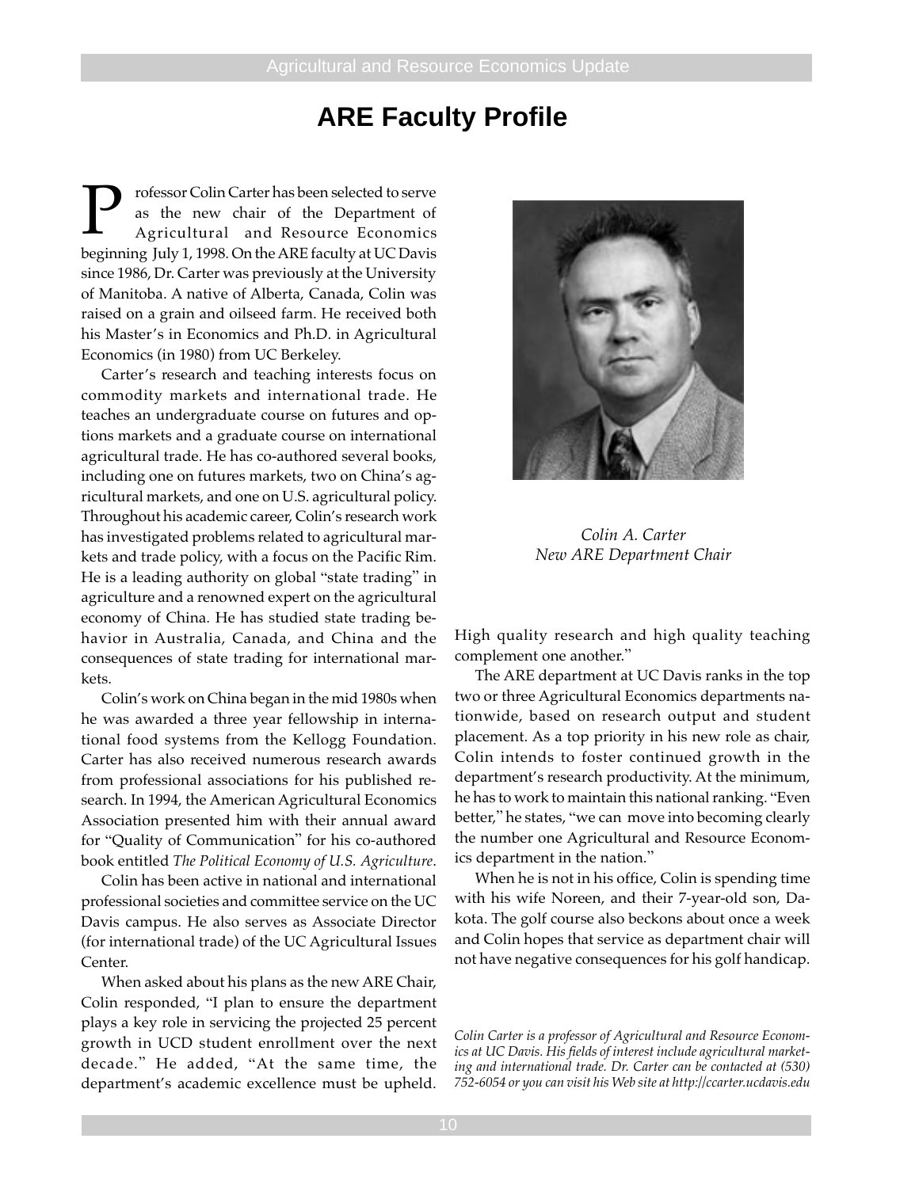# ARE Faculty Profile

Professor Colin Carter has been selected to serve as the new chair of the Department of Agricultural and Resource Economics beginning July 1, 1998. On the ARE faculty at UC Davis since 1986, Dr. Carter was previously at the University of Manitoba. A native of Alberta, Canada, Colin was raised on a grain and oilseed farm. He received both his Master's in Economics and Ph.D. in Agricultural Economics (in 1980) from UC Berkeley.

Carter's research and teaching interests focus on commodity markets and international trade. He teaches an undergraduate course on futures and options markets and a graduate course on international agricultural trade. He has co-authored several books, including one on futures markets, two on China's agricultural markets, and one on U.S. agricultural policy. Throughout his academic career, Colin's research work has investigated problems related to agricultural markets and trade policy, with a focus on the Pacific Rim. He is a leading authority on global "state trading" in agriculture and a renowned expert on the agricultural economy of China. He has studied state trading behavior in Australia, Canada, and China and the consequences of state trading for international markets.

Colin's work on China began in the mid 1980s when he was awarded a three year fellowship in international food systems from the Kellogg Foundation. Carter has also received numerous research awards from professional associations for his published research. In 1994, the American Agricultural Economics Association presented him with their annual award for "Quality of Communication" for his co-authored book entitled *The Political Economy of U.S. Agriculture*.

Colin has been active in national and international professional societies and committee service on the UC Davis campus. He also serves as Associate Director (for international trade) of the UC Agricultural Issues Center.

When asked about his plans as the new ARE Chair, Colin responded, "I plan to ensure the department plays a key role in servicing the projected 25 percent growth in UCD student enrollment over the next decade." He added, "At the same time, the department's academic excellence must be upheld. High quality research and high quality teaching complement one another."

*Colin A. Carter*
*New ARE Department Chair*

The ARE department at UC Davis ranks in the top two or three Agricultural Economics departments nationwide, based on research output and student placement. As a top priority in his new role as chair, Colin intends to foster continued growth in the department's research productivity. At the minimum, he has to work to maintain this national ranking. "Even better," he states, "we can move into becoming clearly the number one Agricultural and Resource Economics department in the nation."

When he is not in his office, Colin is spending time with his wife Noreen, and their 7-year-old son, Dakota. The golf course also beckons about once a week and Colin hopes that service as department chair will not have negative consequences for his golf handicap.

*Colin Carter is a professor of Agricultural and Resource Economics at UC Davis. His fields of interest include agricultural marketing and international trade. Dr. Carter can be contacted at (530) 752-6054 or you can visit his Web site at http://ccarter.ucdavis.edu*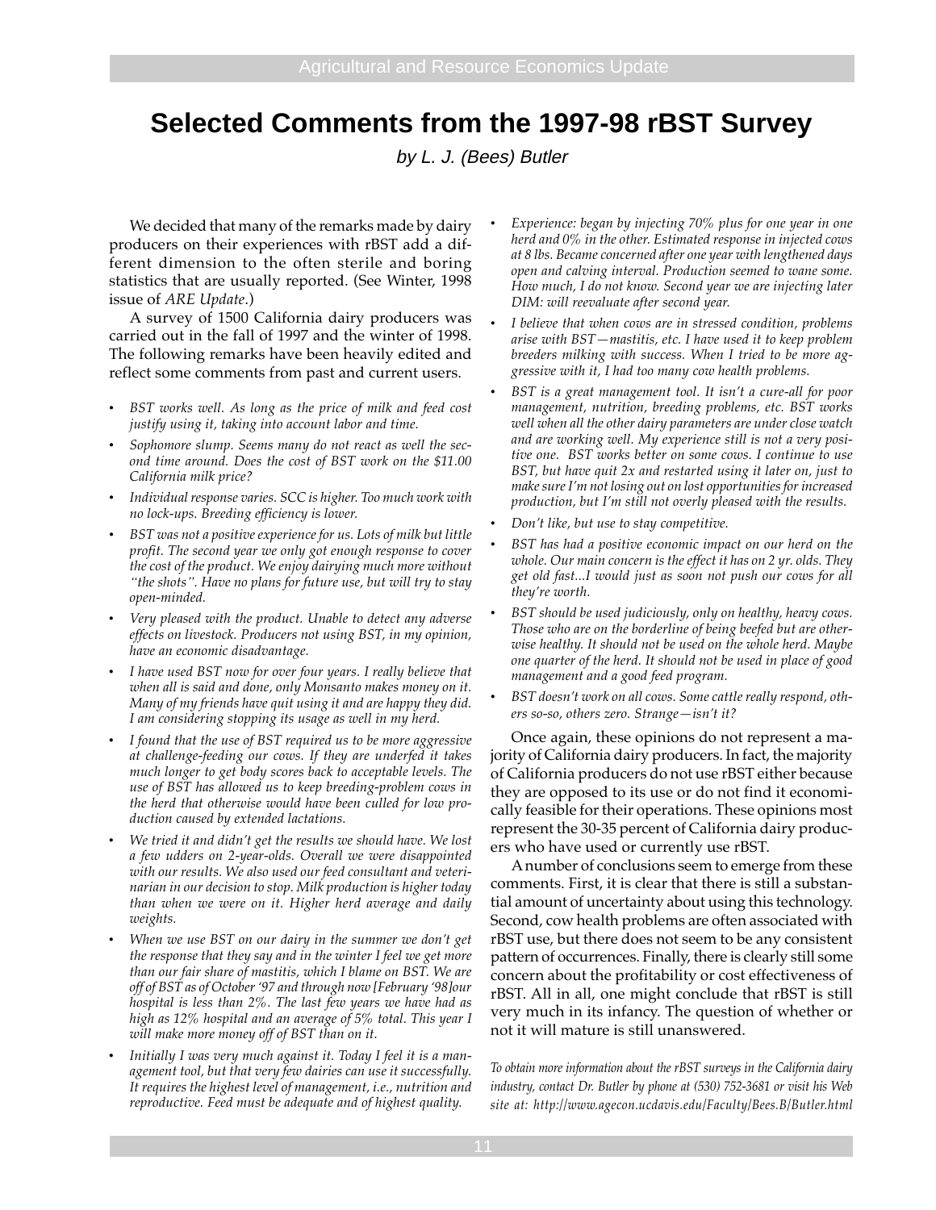# Selected Comments from the 1997-98 rBST Survey

*by L. J. (Bees) Butler*

We decided that many of the remarks made by dairy producers on their experiences with rBST add a different dimension to the often sterile and boring statistics that are usually reported. (See Winter, 1998 issue of *ARE Update*.)

A survey of 1500 California dairy producers was carried out in the fall of 1997 and the winter of 1998. The following remarks have been heavily edited and reflect some comments from past and current users.

- *BST works well. As long as the price of milk and feed cost justify using it, taking into account labor and time.*
- *Sophomore slump. Seems many do not react as well the second time around. Does the cost of BST work on the $11.00 California milk price?*
- *Individual response varies. SCC is higher. Too much work with no lock-ups. Breeding efficiency is lower.*
- *BST was not a positive experience for us. Lots of milk but little profit. The second year we only got enough response to cover the cost of the product. We enjoy dairying much more without "the shots". Have no plans for future use, but will try to stay open-minded.*
- *Very pleased with the product. Unable to detect any adverse effects on livestock. Producers not using BST, in my opinion, have an economic disadvantage.*
- *I have used BST now for over four years. I really believe that when all is said and done, only Monsanto makes money on it. Many of my friends have quit using it and are happy they did. I am considering stopping its usage as well in my herd.*
- *I found that the use of BST required us to be more aggressive at challenge-feeding our cows. If they are underfed it takes much longer to get body scores back to acceptable levels. The use of BST has allowed us to keep breeding-problem cows in the herd that otherwise would have been culled for low production caused by extended lactations.*
- *We tried it and didn't get the results we should have. We lost a few udders on 2-year-olds. Overall we were disappointed with our results. We also used our feed consultant and veterinarian in our decision to stop. Milk production is higher today than when we were on it. Higher herd average and daily weights.*
- *When we use BST on our dairy in the summer we don't get the response that they say and in the winter I feel we get more than our fair share of mastitis, which I blame on BST. We are off of BST as of October '97 and through now [February '98]our hospital is less than 2%. The last few years we have had as high as 12% hospital and an average of 5% total. This year I will make more money off of BST than on it.*
- *Initially I was very much against it. Today I feel it is a management tool, but that very few dairies can use it successfully. It requires the highest level of management, i.e., nutrition and reproductive. Feed must be adequate and of highest quality.*
- *Experience: began by injecting 70% plus for one year in one herd and 0% in the other. Estimated response in injected cows at 8 lbs. Became concerned after one year with lengthened days open and calving interval. Production seemed to wane some. How much, I do not know. Second year we are injecting later DIM: will reevaluate after second year.*
- *I believe that when cows are in stressed condition, problems arise with BST—mastitis, etc. I have used it to keep problem breeders milking with success. When I tried to be more aggressive with it, I had too many cow health problems.*
- *BST is a great management tool. It isn't a cure-all for poor management, nutrition, breeding problems, etc. BST works well when all the other dairy parameters are under close watch and are working well. My experience still is not a very positive one. BST works better on some cows. I continue to use BST, but have quit 2x and restarted using it later on, just to make sure I'm not losing out on lost opportunities for increased production, but I'm still not overly pleased with the results.*
- *Don't like, but use to stay competitive.*
- *BST has had a positive economic impact on our herd on the whole. Our main concern is the effect it has on 2 yr. olds. They get old fast...I would just as soon not push our cows for all they're worth.*
- *BST should be used judiciously, only on healthy, heavy cows. Those who are on the borderline of being beefed but are otherwise healthy. It should not be used on the whole herd. Maybe one quarter of the herd. It should not be used in place of good management and a good feed program.*
- *BST doesn't work on all cows. Some cattle really respond, others so-so, others zero. Strange—isn't it?*

Once again, these opinions do not represent a majority of California dairy producers. In fact, the majority of California producers do not use rBST either because they are opposed to its use or do not find it economically feasible for their operations. These opinions most represent the 30-35 percent of California dairy producers who have used or currently use rBST.

A number of conclusions seem to emerge from these comments. First, it is clear that there is still a substantial amount of uncertainty about using this technology. Second, cow health problems are often associated with rBST use, but there does not seem to be any consistent pattern of occurrences. Finally, there is clearly still some concern about the profitability or cost effectiveness of rBST. All in all, one might conclude that rBST is still very much in its infancy. The question of whether or not it will mature is still unanswered.

*To obtain more information about the rBST surveys in the California dairy industry, contact Dr. Butler by phone at (530) 752-3681 or visit his Web site at: http://www.agecon.ucdavis.edu/Faculty/Bees.B/Butler.html*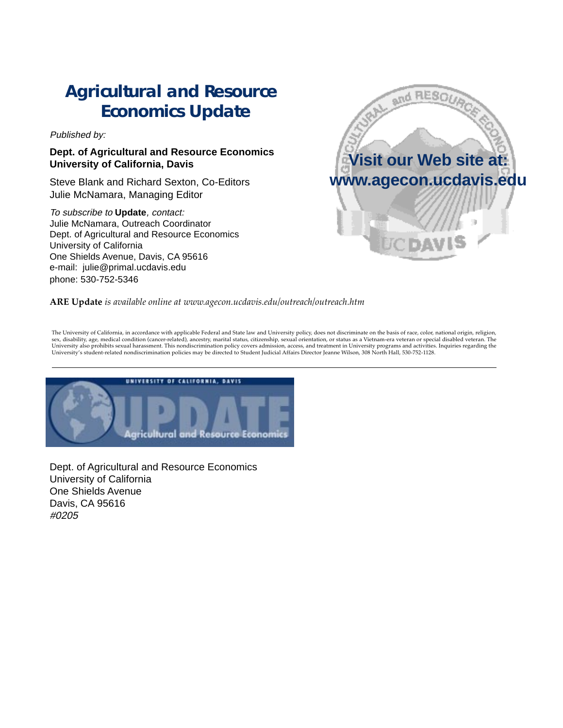# Agricultural and Resource Economics Update

*Published by:*

**Dept. of Agricultural and Resource Economics**
**University of California, Davis**

Steve Blank and Richard Sexton, Co-Editors
Julie McNamara, Managing Editor

*To subscribe to* **Update***, contact:*
Julie McNamara, Outreach Coordinator
Dept. of Agricultural and Resource Economics
University of California
One Shields Avenue, Davis, CA 95616
e-mail: julie@primal.ucdavis.edu
phone: 530-752-5346

**Visit our Web site at: www.agecon.ucdavis.edu**

**ARE Update** *is available online at www.agecon.ucdavis.edu/outreach/outreach.htm*

The University of California, in accordance with applicable Federal and State law and University policy, does not discriminate on the basis of race, color, national origin, religion, sex, disability, age, medical condition (cancer-related), ancestry, marital status, citizenship, sexual orientation, or status as a Vietnam-era veteran or special disabled veteran. The University also prohibits sexual harassment. This nondiscrimination policy covers admission, access, and treatment in University programs and activities. Inquiries regarding the University's student-related nondiscrimination policies may be directed to Student Judicial Affairs Director Jeanne Wilson, 308 North Hall, 530-752-1128.

---

UNIVERSITY OF CALIFORNIA, DAVIS
UPDATE
Agricultural and Resource Economics

Dept. of Agricultural and Resource Economics
University of California
One Shields Avenue
Davis, CA 95616
*#0205*